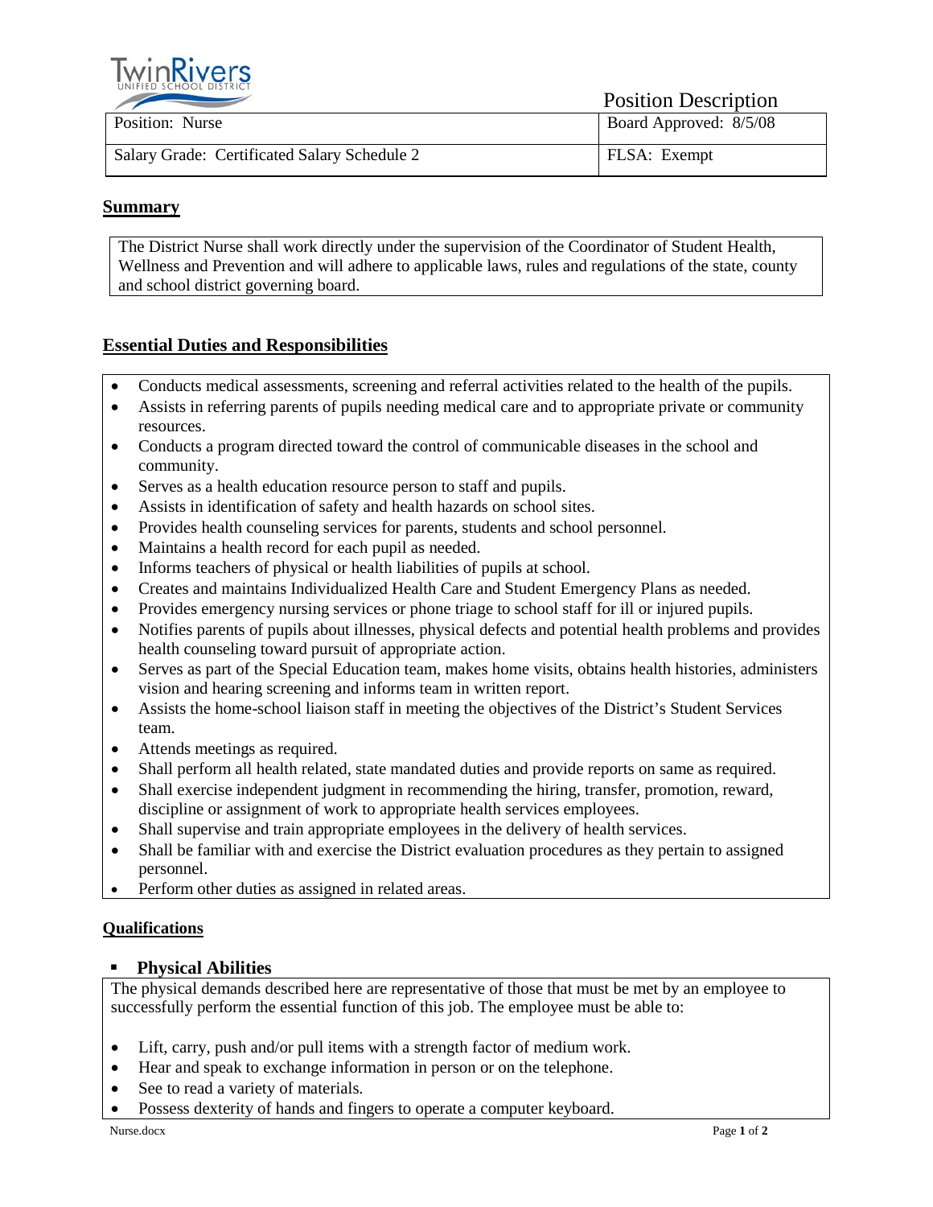TwinRivers UNIFIED SCHOOL DISTRICT

Position Description

| Position: Nurse | Board Approved: 8/5/08 |
| --- | --- |
| Salary Grade: Certificated Salary Schedule 2 | FLSA: Exempt |

## Summary

The District Nurse shall work directly under the supervision of the Coordinator of Student Health, Wellness and Prevention and will adhere to applicable laws, rules and regulations of the state, county and school district governing board.

## Essential Duties and Responsibilities

- Conducts medical assessments, screening and referral activities related to the health of the pupils.
- Assists in referring parents of pupils needing medical care and to appropriate private or community resources.
- Conducts a program directed toward the control of communicable diseases in the school and community.
- Serves as a health education resource person to staff and pupils.
- Assists in identification of safety and health hazards on school sites.
- Provides health counseling services for parents, students and school personnel.
- Maintains a health record for each pupil as needed.
- Informs teachers of physical or health liabilities of pupils at school.
- Creates and maintains Individualized Health Care and Student Emergency Plans as needed.
- Provides emergency nursing services or phone triage to school staff for ill or injured pupils.
- Notifies parents of pupils about illnesses, physical defects and potential health problems and provides health counseling toward pursuit of appropriate action.
- Serves as part of the Special Education team, makes home visits, obtains health histories, administers vision and hearing screening and informs team in written report.
- Assists the home-school liaison staff in meeting the objectives of the District's Student Services team.
- Attends meetings as required.
- Shall perform all health related, state mandated duties and provide reports on same as required.
- Shall exercise independent judgment in recommending the hiring, transfer, promotion, reward, discipline or assignment of work to appropriate health services employees.
- Shall supervise and train appropriate employees in the delivery of health services.
- Shall be familiar with and exercise the District evaluation procedures as they pertain to assigned personnel.
- Perform other duties as assigned in related areas.

## Qualifications

### Physical Abilities

The physical demands described here are representative of those that must be met by an employee to successfully perform the essential function of this job. The employee must be able to:

- Lift, carry, push and/or pull items with a strength factor of medium work.
- Hear and speak to exchange information in person or on the telephone.
- See to read a variety of materials.
- Possess dexterity of hands and fingers to operate a computer keyboard.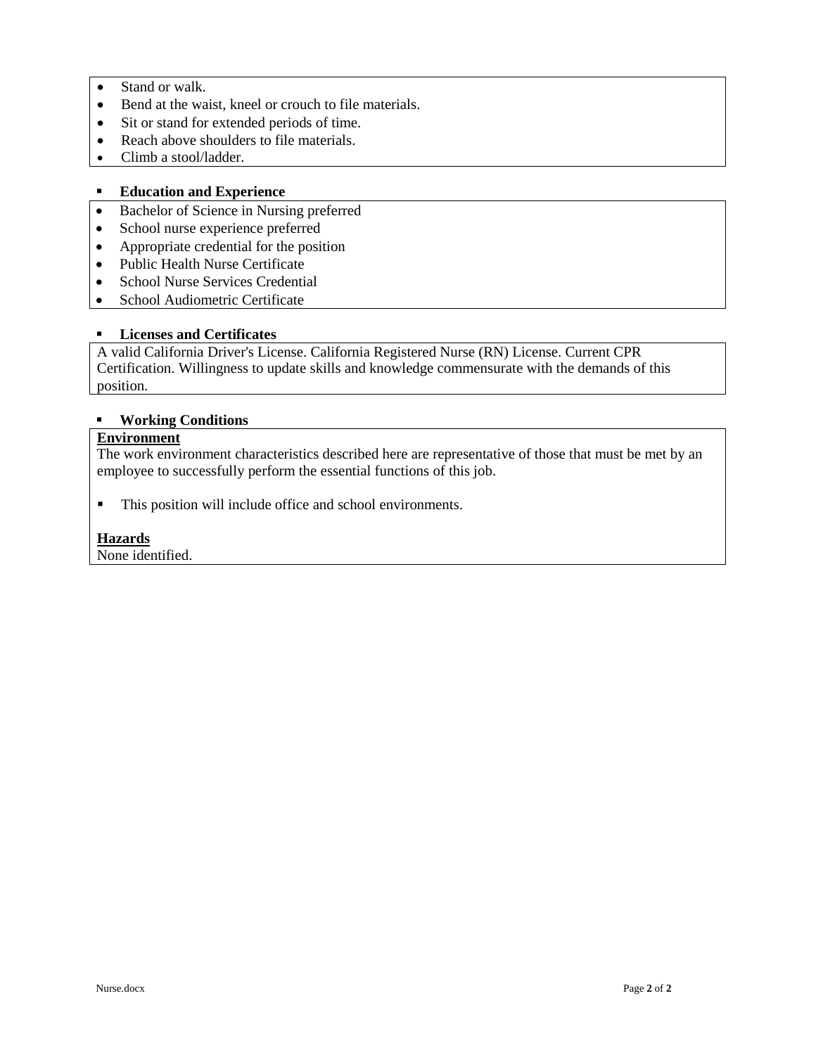- Stand or walk.
- Bend at the waist, kneel or crouch to file materials.
- Sit or stand for extended periods of time.
- Reach above shoulders to file materials.
- Climb a stool/ladder.

- **Education and Experience**

- Bachelor of Science in Nursing preferred
- School nurse experience preferred
- Appropriate credential for the position
- Public Health Nurse Certificate
- School Nurse Services Credential
- School Audiometric Certificate

- **Licenses and Certificates**

A valid California Driver's License. California Registered Nurse (RN) License. Current CPR Certification. Willingness to update skills and knowledge commensurate with the demands of this position.

- **Working Conditions**

**Environment**

The work environment characteristics described here are representative of those that must be met by an employee to successfully perform the essential functions of this job.

- This position will include office and school environments.

**Hazards**

None identified.